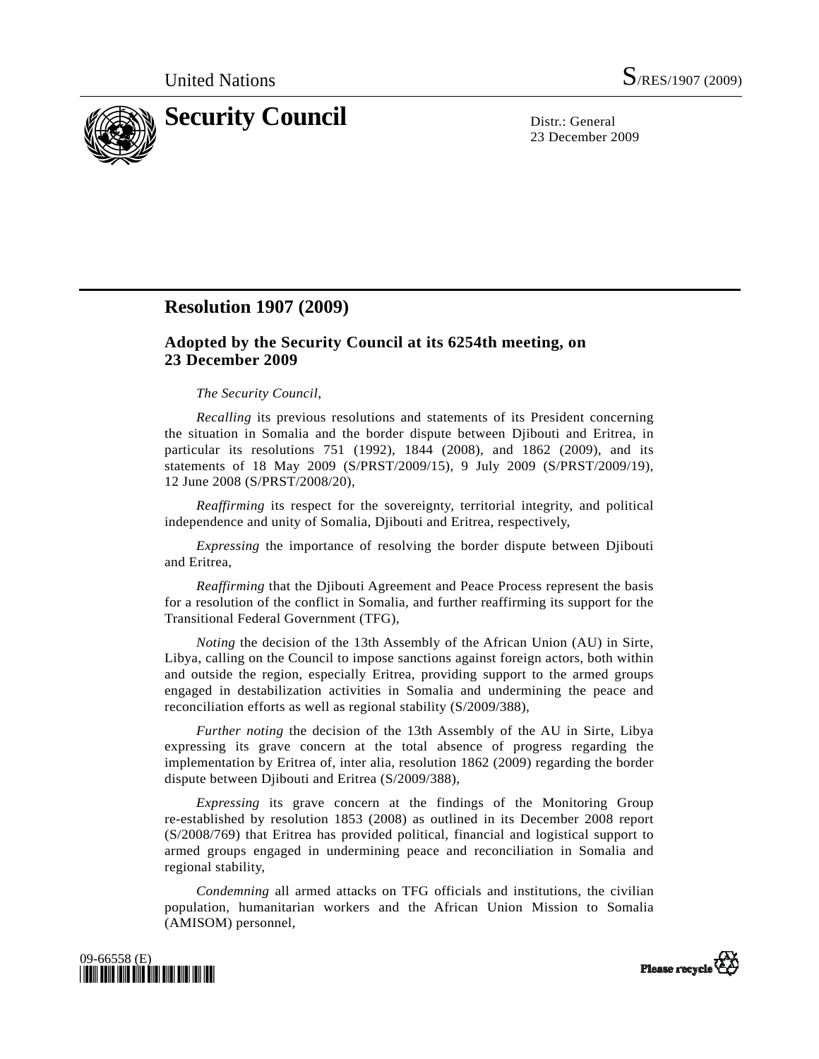United Nations S/RES/1907 (2009)

# Security Council

Distr.: General
23 December 2009

## Resolution 1907 (2009)

### Adopted by the Security Council at its 6254th meeting, on 23 December 2009

*The Security Council*,

*Recalling* its previous resolutions and statements of its President concerning the situation in Somalia and the border dispute between Djibouti and Eritrea, in particular its resolutions 751 (1992), 1844 (2008), and 1862 (2009), and its statements of 18 May 2009 (S/PRST/2009/15), 9 July 2009 (S/PRST/2009/19), 12 June 2008 (S/PRST/2008/20),

*Reaffirming* its respect for the sovereignty, territorial integrity, and political independence and unity of Somalia, Djibouti and Eritrea, respectively,

*Expressing* the importance of resolving the border dispute between Djibouti and Eritrea,

*Reaffirming* that the Djibouti Agreement and Peace Process represent the basis for a resolution of the conflict in Somalia, and further reaffirming its support for the Transitional Federal Government (TFG),

*Noting* the decision of the 13th Assembly of the African Union (AU) in Sirte, Libya, calling on the Council to impose sanctions against foreign actors, both within and outside the region, especially Eritrea, providing support to the armed groups engaged in destabilization activities in Somalia and undermining the peace and reconciliation efforts as well as regional stability (S/2009/388),

*Further noting* the decision of the 13th Assembly of the AU in Sirte, Libya expressing its grave concern at the total absence of progress regarding the implementation by Eritrea of, inter alia, resolution 1862 (2009) regarding the border dispute between Djibouti and Eritrea (S/2009/388),

*Expressing* its grave concern at the findings of the Monitoring Group re-established by resolution 1853 (2008) as outlined in its December 2008 report (S/2008/769) that Eritrea has provided political, financial and logistical support to armed groups engaged in undermining peace and reconciliation in Somalia and regional stability,

*Condemning* all armed attacks on TFG officials and institutions, the civilian population, humanitarian workers and the African Union Mission to Somalia (AMISOM) personnel,

09-66558 (E)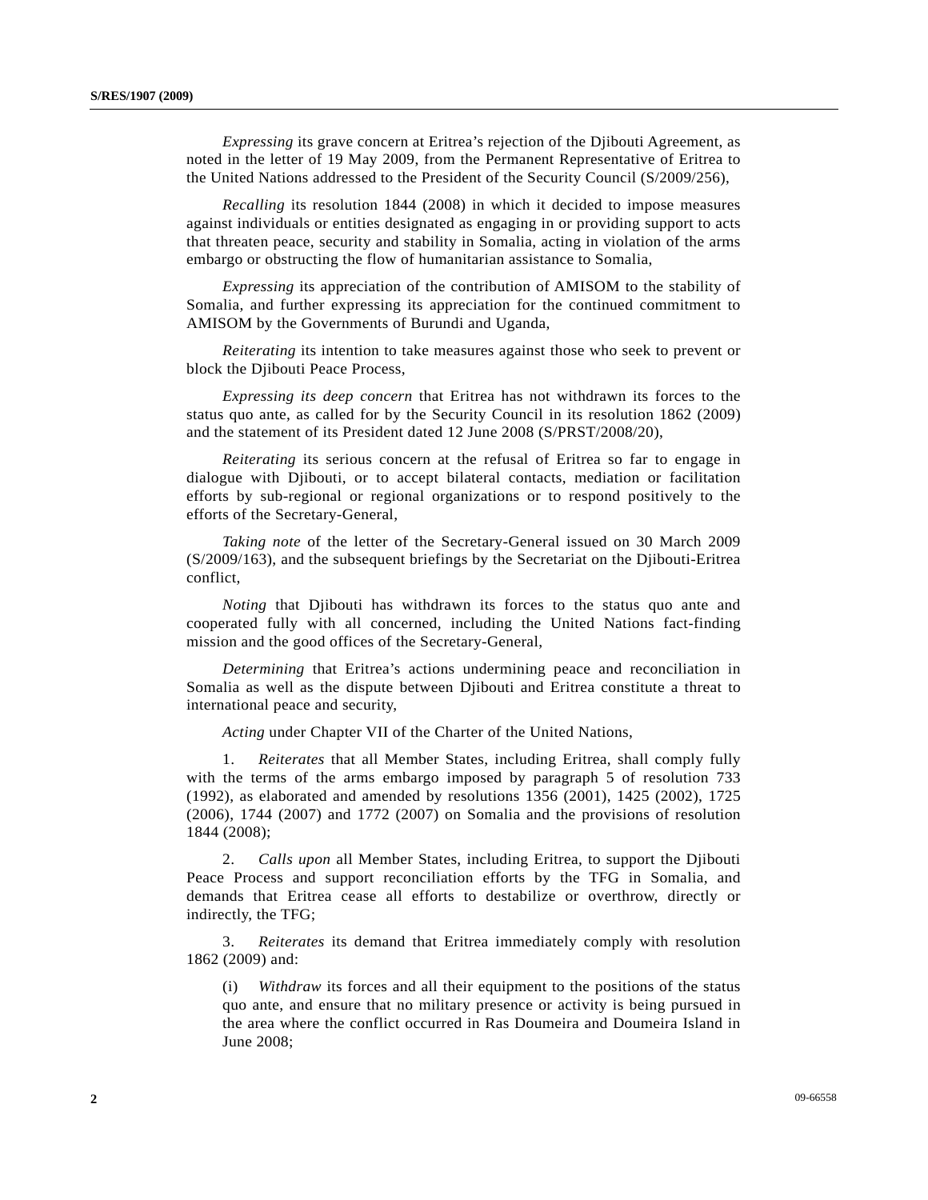*Expressing* its grave concern at Eritrea's rejection of the Djibouti Agreement, as noted in the letter of 19 May 2009, from the Permanent Representative of Eritrea to the United Nations addressed to the President of the Security Council (S/2009/256),

*Recalling* its resolution 1844 (2008) in which it decided to impose measures against individuals or entities designated as engaging in or providing support to acts that threaten peace, security and stability in Somalia, acting in violation of the arms embargo or obstructing the flow of humanitarian assistance to Somalia,

*Expressing* its appreciation of the contribution of AMISOM to the stability of Somalia, and further expressing its appreciation for the continued commitment to AMISOM by the Governments of Burundi and Uganda,

*Reiterating* its intention to take measures against those who seek to prevent or block the Djibouti Peace Process,

*Expressing its deep concern* that Eritrea has not withdrawn its forces to the status quo ante, as called for by the Security Council in its resolution 1862 (2009) and the statement of its President dated 12 June 2008 (S/PRST/2008/20),

*Reiterating* its serious concern at the refusal of Eritrea so far to engage in dialogue with Djibouti, or to accept bilateral contacts, mediation or facilitation efforts by sub-regional or regional organizations or to respond positively to the efforts of the Secretary-General,

*Taking note* of the letter of the Secretary-General issued on 30 March 2009 (S/2009/163), and the subsequent briefings by the Secretariat on the Djibouti-Eritrea conflict,

*Noting* that Djibouti has withdrawn its forces to the status quo ante and cooperated fully with all concerned, including the United Nations fact-finding mission and the good offices of the Secretary-General,

*Determining* that Eritrea's actions undermining peace and reconciliation in Somalia as well as the dispute between Djibouti and Eritrea constitute a threat to international peace and security,

*Acting* under Chapter VII of the Charter of the United Nations,

1. *Reiterates* that all Member States, including Eritrea, shall comply fully with the terms of the arms embargo imposed by paragraph 5 of resolution 733 (1992), as elaborated and amended by resolutions 1356 (2001), 1425 (2002), 1725 (2006), 1744 (2007) and 1772 (2007) on Somalia and the provisions of resolution 1844 (2008);

2. *Calls upon* all Member States, including Eritrea, to support the Djibouti Peace Process and support reconciliation efforts by the TFG in Somalia, and demands that Eritrea cease all efforts to destabilize or overthrow, directly or indirectly, the TFG;

3. *Reiterates* its demand that Eritrea immediately comply with resolution 1862 (2009) and:

(i) *Withdraw* its forces and all their equipment to the positions of the status quo ante, and ensure that no military presence or activity is being pursued in the area where the conflict occurred in Ras Doumeira and Doumeira Island in June 2008;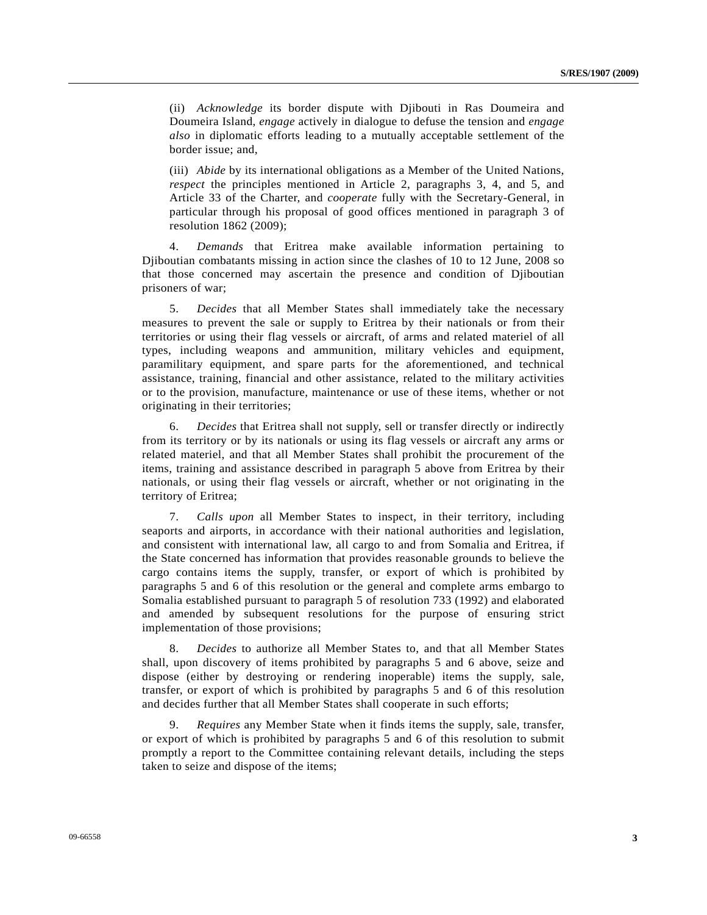(ii) *Acknowledge* its border dispute with Djibouti in Ras Doumeira and Doumeira Island, *engage* actively in dialogue to defuse the tension and *engage also* in diplomatic efforts leading to a mutually acceptable settlement of the border issue; and,

(iii) *Abide* by its international obligations as a Member of the United Nations, *respect* the principles mentioned in Article 2, paragraphs 3, 4, and 5, and Article 33 of the Charter, and *cooperate* fully with the Secretary-General, in particular through his proposal of good offices mentioned in paragraph 3 of resolution 1862 (2009);

4. *Demands* that Eritrea make available information pertaining to Djiboutian combatants missing in action since the clashes of 10 to 12 June, 2008 so that those concerned may ascertain the presence and condition of Djiboutian prisoners of war;

5. *Decides* that all Member States shall immediately take the necessary measures to prevent the sale or supply to Eritrea by their nationals or from their territories or using their flag vessels or aircraft, of arms and related materiel of all types, including weapons and ammunition, military vehicles and equipment, paramilitary equipment, and spare parts for the aforementioned, and technical assistance, training, financial and other assistance, related to the military activities or to the provision, manufacture, maintenance or use of these items, whether or not originating in their territories;

6. *Decides* that Eritrea shall not supply, sell or transfer directly or indirectly from its territory or by its nationals or using its flag vessels or aircraft any arms or related materiel, and that all Member States shall prohibit the procurement of the items, training and assistance described in paragraph 5 above from Eritrea by their nationals, or using their flag vessels or aircraft, whether or not originating in the territory of Eritrea;

7. *Calls upon* all Member States to inspect, in their territory, including seaports and airports, in accordance with their national authorities and legislation, and consistent with international law, all cargo to and from Somalia and Eritrea, if the State concerned has information that provides reasonable grounds to believe the cargo contains items the supply, transfer, or export of which is prohibited by paragraphs 5 and 6 of this resolution or the general and complete arms embargo to Somalia established pursuant to paragraph 5 of resolution 733 (1992) and elaborated and amended by subsequent resolutions for the purpose of ensuring strict implementation of those provisions;

8. *Decides* to authorize all Member States to, and that all Member States shall, upon discovery of items prohibited by paragraphs 5 and 6 above, seize and dispose (either by destroying or rendering inoperable) items the supply, sale, transfer, or export of which is prohibited by paragraphs 5 and 6 of this resolution and decides further that all Member States shall cooperate in such efforts;

9. *Requires* any Member State when it finds items the supply, sale, transfer, or export of which is prohibited by paragraphs 5 and 6 of this resolution to submit promptly a report to the Committee containing relevant details, including the steps taken to seize and dispose of the items;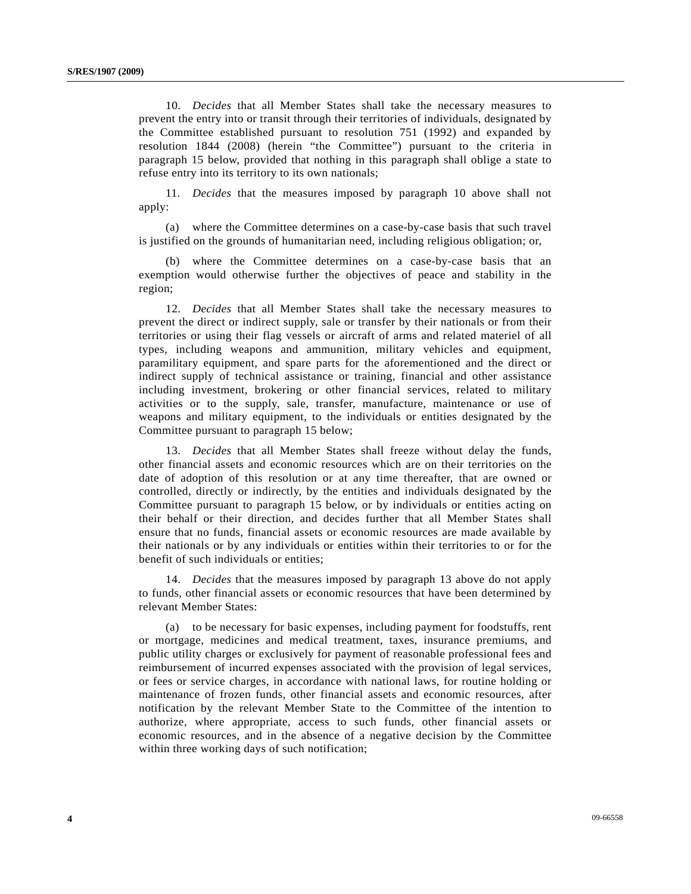10. *Decides* that all Member States shall take the necessary measures to prevent the entry into or transit through their territories of individuals, designated by the Committee established pursuant to resolution 751 (1992) and expanded by resolution 1844 (2008) (herein "the Committee") pursuant to the criteria in paragraph 15 below, provided that nothing in this paragraph shall oblige a state to refuse entry into its territory to its own nationals;

11. *Decides* that the measures imposed by paragraph 10 above shall not apply:

(a) where the Committee determines on a case-by-case basis that such travel is justified on the grounds of humanitarian need, including religious obligation; or,

(b) where the Committee determines on a case-by-case basis that an exemption would otherwise further the objectives of peace and stability in the region;

12. *Decides* that all Member States shall take the necessary measures to prevent the direct or indirect supply, sale or transfer by their nationals or from their territories or using their flag vessels or aircraft of arms and related materiel of all types, including weapons and ammunition, military vehicles and equipment, paramilitary equipment, and spare parts for the aforementioned and the direct or indirect supply of technical assistance or training, financial and other assistance including investment, brokering or other financial services, related to military activities or to the supply, sale, transfer, manufacture, maintenance or use of weapons and military equipment, to the individuals or entities designated by the Committee pursuant to paragraph 15 below;

13. *Decides* that all Member States shall freeze without delay the funds, other financial assets and economic resources which are on their territories on the date of adoption of this resolution or at any time thereafter, that are owned or controlled, directly or indirectly, by the entities and individuals designated by the Committee pursuant to paragraph 15 below, or by individuals or entities acting on their behalf or their direction, and decides further that all Member States shall ensure that no funds, financial assets or economic resources are made available by their nationals or by any individuals or entities within their territories to or for the benefit of such individuals or entities;

14. *Decides* that the measures imposed by paragraph 13 above do not apply to funds, other financial assets or economic resources that have been determined by relevant Member States:

(a) to be necessary for basic expenses, including payment for foodstuffs, rent or mortgage, medicines and medical treatment, taxes, insurance premiums, and public utility charges or exclusively for payment of reasonable professional fees and reimbursement of incurred expenses associated with the provision of legal services, or fees or service charges, in accordance with national laws, for routine holding or maintenance of frozen funds, other financial assets and economic resources, after notification by the relevant Member State to the Committee of the intention to authorize, where appropriate, access to such funds, other financial assets or economic resources, and in the absence of a negative decision by the Committee within three working days of such notification;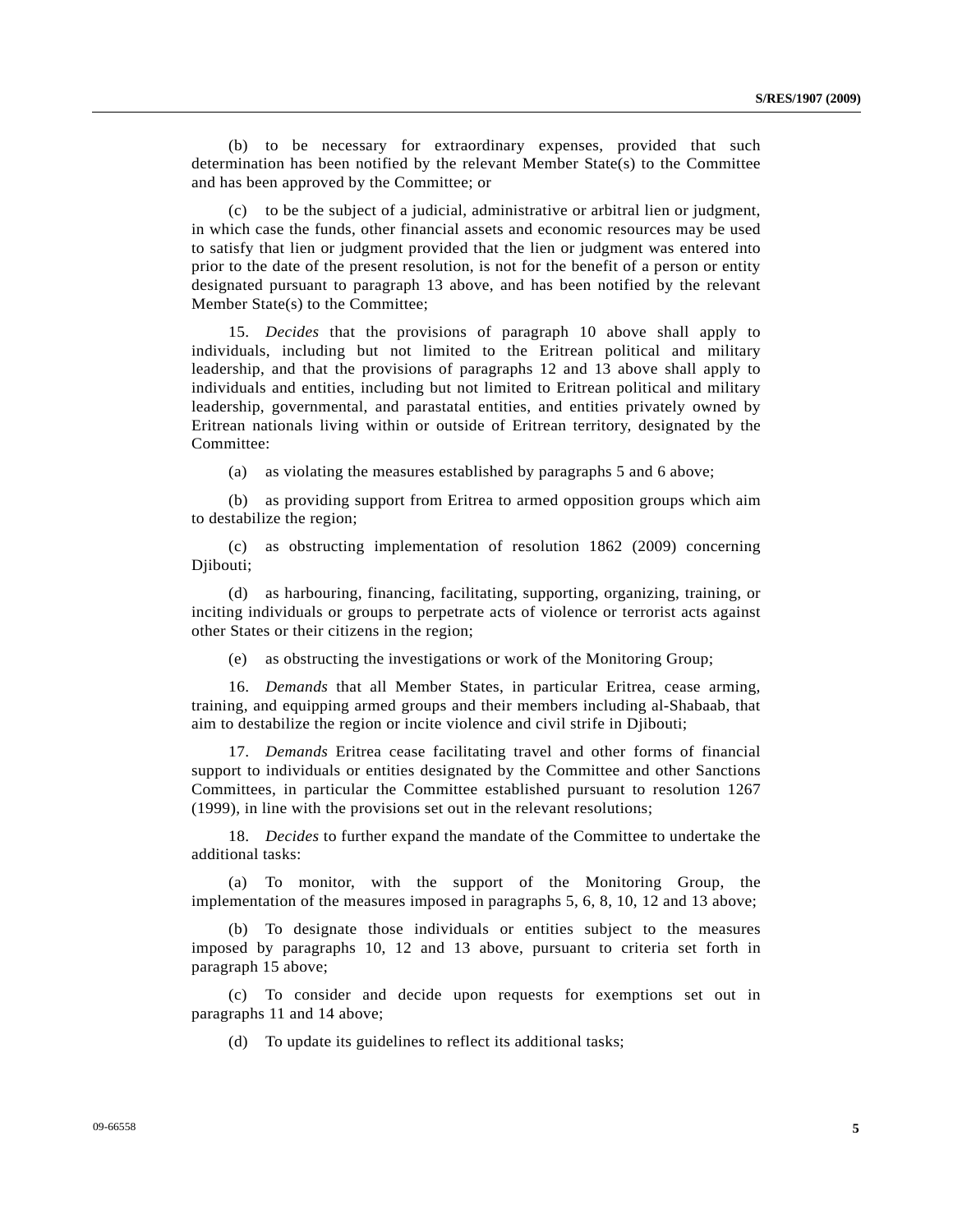(b) to be necessary for extraordinary expenses, provided that such determination has been notified by the relevant Member State(s) to the Committee and has been approved by the Committee; or

(c) to be the subject of a judicial, administrative or arbitral lien or judgment, in which case the funds, other financial assets and economic resources may be used to satisfy that lien or judgment provided that the lien or judgment was entered into prior to the date of the present resolution, is not for the benefit of a person or entity designated pursuant to paragraph 13 above, and has been notified by the relevant Member State(s) to the Committee;

15. *Decides* that the provisions of paragraph 10 above shall apply to individuals, including but not limited to the Eritrean political and military leadership, and that the provisions of paragraphs 12 and 13 above shall apply to individuals and entities, including but not limited to Eritrean political and military leadership, governmental, and parastatal entities, and entities privately owned by Eritrean nationals living within or outside of Eritrean territory, designated by the Committee:

(a) as violating the measures established by paragraphs 5 and 6 above;

(b) as providing support from Eritrea to armed opposition groups which aim to destabilize the region;

(c) as obstructing implementation of resolution 1862 (2009) concerning Djibouti;

(d) as harbouring, financing, facilitating, supporting, organizing, training, or inciting individuals or groups to perpetrate acts of violence or terrorist acts against other States or their citizens in the region;

(e) as obstructing the investigations or work of the Monitoring Group;

16. *Demands* that all Member States, in particular Eritrea, cease arming, training, and equipping armed groups and their members including al-Shabaab, that aim to destabilize the region or incite violence and civil strife in Djibouti;

17. *Demands* Eritrea cease facilitating travel and other forms of financial support to individuals or entities designated by the Committee and other Sanctions Committees, in particular the Committee established pursuant to resolution 1267 (1999), in line with the provisions set out in the relevant resolutions;

18. *Decides* to further expand the mandate of the Committee to undertake the additional tasks:

(a) To monitor, with the support of the Monitoring Group, the implementation of the measures imposed in paragraphs 5, 6, 8, 10, 12 and 13 above;

(b) To designate those individuals or entities subject to the measures imposed by paragraphs 10, 12 and 13 above, pursuant to criteria set forth in paragraph 15 above;

(c) To consider and decide upon requests for exemptions set out in paragraphs 11 and 14 above;

(d) To update its guidelines to reflect its additional tasks;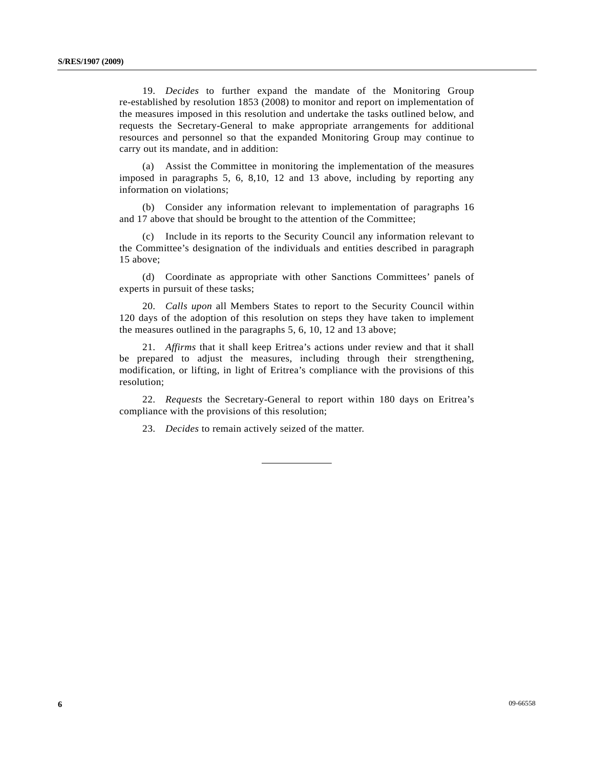19. *Decides* to further expand the mandate of the Monitoring Group re-established by resolution 1853 (2008) to monitor and report on implementation of the measures imposed in this resolution and undertake the tasks outlined below, and requests the Secretary-General to make appropriate arrangements for additional resources and personnel so that the expanded Monitoring Group may continue to carry out its mandate, and in addition:

(a) Assist the Committee in monitoring the implementation of the measures imposed in paragraphs 5, 6, 8,10, 12 and 13 above, including by reporting any information on violations;

(b) Consider any information relevant to implementation of paragraphs 16 and 17 above that should be brought to the attention of the Committee;

(c) Include in its reports to the Security Council any information relevant to the Committee's designation of the individuals and entities described in paragraph 15 above;

(d) Coordinate as appropriate with other Sanctions Committees' panels of experts in pursuit of these tasks;

20. *Calls upon* all Members States to report to the Security Council within 120 days of the adoption of this resolution on steps they have taken to implement the measures outlined in the paragraphs 5, 6, 10, 12 and 13 above;

21. *Affirms* that it shall keep Eritrea's actions under review and that it shall be prepared to adjust the measures, including through their strengthening, modification, or lifting, in light of Eritrea's compliance with the provisions of this resolution;

22. *Requests* the Secretary-General to report within 180 days on Eritrea's compliance with the provisions of this resolution;

23. *Decides* to remain actively seized of the matter.